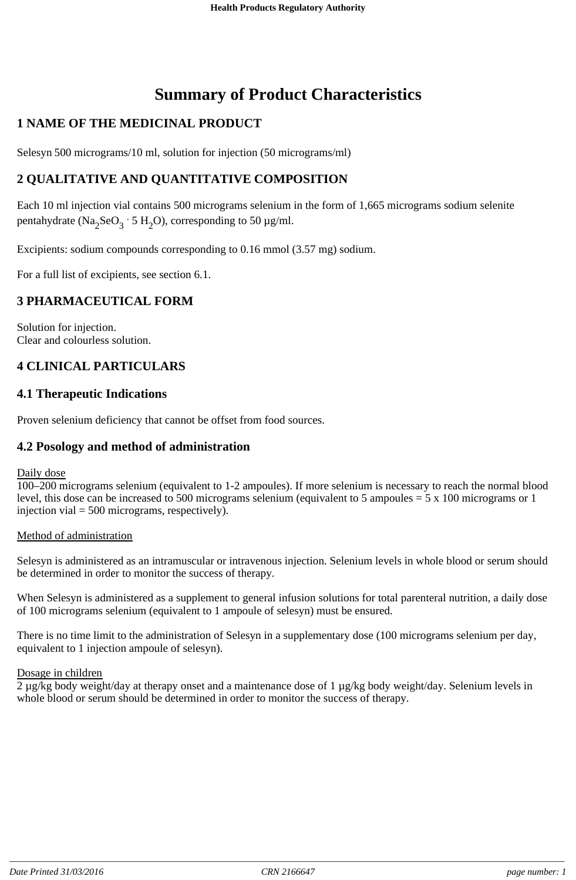# Summary of Product Characteristics

## 1 NAME OF THE MEDICINAL PRODUCT

Selesyn 500 micrograms/10 ml, solution for injection (50 micrograms/ml)

## 2 QUALITATIVE AND QUANTITATIVE COMPOSITION

Each 10 ml injection vial contains 500 micrograms selenium in the form of 1,665 micrograms sodium selenite pentahydrate ($Na_2SeO_3 \cdot 5\,H_2O$), corresponding to 50 µg/ml.

Excipients: sodium compounds corresponding to 0.16 mmol (3.57 mg) sodium.

For a full list of excipients, see section 6.1.

## 3 PHARMACEUTICAL FORM

Solution for injection.
Clear and colourless solution.

## 4 CLINICAL PARTICULARS

### 4.1 Therapeutic Indications

Proven selenium deficiency that cannot be offset from food sources.

### 4.2 Posology and method of administration

Daily dose
100–200 micrograms selenium (equivalent to 1-2 ampoules). If more selenium is necessary to reach the normal blood level, this dose can be increased to 500 micrograms selenium (equivalent to 5 ampoules = 5 x 100 micrograms or 1 injection vial = 500 micrograms, respectively).

Method of administration

Selesyn is administered as an intramuscular or intravenous injection. Selenium levels in whole blood or serum should be determined in order to monitor the success of therapy.

When Selesyn is administered as a supplement to general infusion solutions for total parenteral nutrition, a daily dose of 100 micrograms selenium (equivalent to 1 ampoule of selesyn) must be ensured.

There is no time limit to the administration of Selesyn in a supplementary dose (100 micrograms selenium per day, equivalent to 1 injection ampoule of selesyn).

Dosage in children
2 µg/kg body weight/day at therapy onset and a maintenance dose of 1 µg/kg body weight/day. Selenium levels in whole blood or serum should be determined in order to monitor the success of therapy.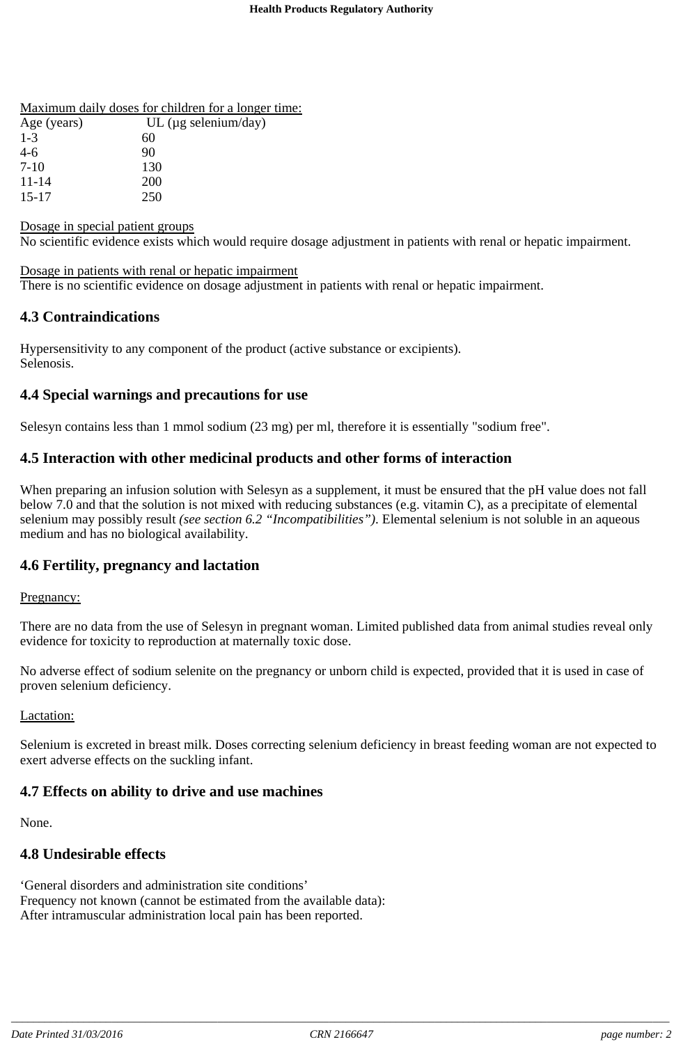Maximum daily doses for children for a longer time:

| Age (years) | UL (µg selenium/day) |
|---|---|
| 1-3 | 60 |
| 4-6 | 90 |
| 7-10 | 130 |
| 11-14 | 200 |
| 15-17 | 250 |

Dosage in special patient groups
No scientific evidence exists which would require dosage adjustment in patients with renal or hepatic impairment.

Dosage in patients with renal or hepatic impairment
There is no scientific evidence on dosage adjustment in patients with renal or hepatic impairment.

## 4.3 Contraindications

Hypersensitivity to any component of the product (active substance or excipients).
Selenosis.

## 4.4 Special warnings and precautions for use

Selesyn contains less than 1 mmol sodium (23 mg) per ml, therefore it is essentially "sodium free".

## 4.5 Interaction with other medicinal products and other forms of interaction

When preparing an infusion solution with Selesyn as a supplement, it must be ensured that the pH value does not fall below 7.0 and that the solution is not mixed with reducing substances (e.g. vitamin C), as a precipitate of elemental selenium may possibly result *(see section 6.2 "Incompatibilities")*. Elemental selenium is not soluble in an aqueous medium and has no biological availability.

## 4.6 Fertility, pregnancy and lactation

Pregnancy:

There are no data from the use of Selesyn in pregnant woman. Limited published data from animal studies reveal only evidence for toxicity to reproduction at maternally toxic dose.

No adverse effect of sodium selenite on the pregnancy or unborn child is expected, provided that it is used in case of proven selenium deficiency.

Lactation:

Selenium is excreted in breast milk. Doses correcting selenium deficiency in breast feeding woman are not expected to exert adverse effects on the suckling infant.

## 4.7 Effects on ability to drive and use machines

None.

## 4.8 Undesirable effects

'General disorders and administration site conditions'
Frequency not known (cannot be estimated from the available data):
After intramuscular administration local pain has been reported.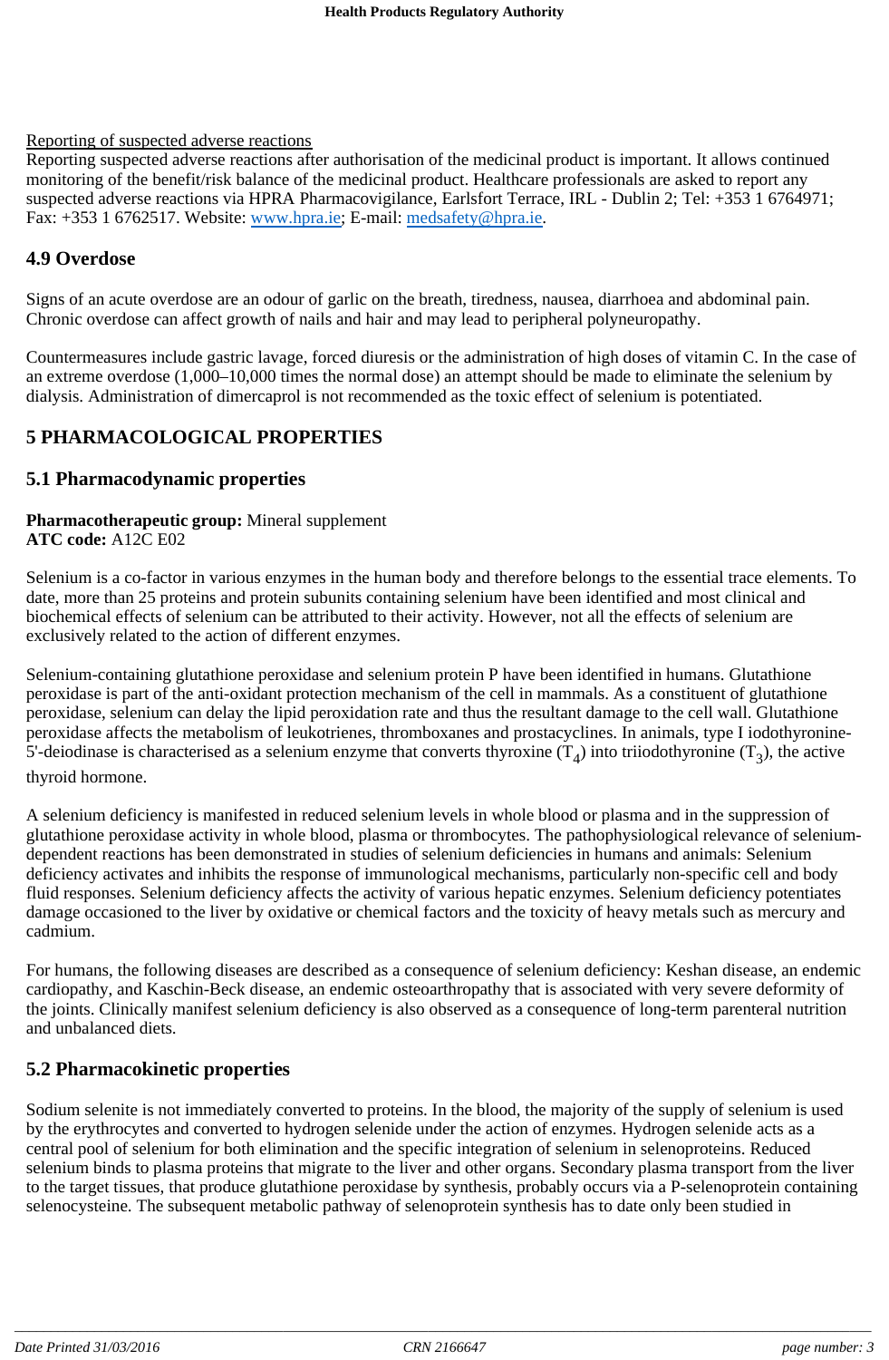Reporting of suspected adverse reactions

Reporting suspected adverse reactions after authorisation of the medicinal product is important. It allows continued monitoring of the benefit/risk balance of the medicinal product. Healthcare professionals are asked to report any suspected adverse reactions via HPRA Pharmacovigilance, Earlsfort Terrace, IRL - Dublin 2; Tel: +353 1 6764971; Fax: +353 1 6762517. Website: www.hpra.ie; E-mail: medsafety@hpra.ie.

## 4.9 Overdose

Signs of an acute overdose are an odour of garlic on the breath, tiredness, nausea, diarrhoea and abdominal pain. Chronic overdose can affect growth of nails and hair and may lead to peripheral polyneuropathy.

Countermeasures include gastric lavage, forced diuresis or the administration of high doses of vitamin C. In the case of an extreme overdose (1,000–10,000 times the normal dose) an attempt should be made to eliminate the selenium by dialysis. Administration of dimercaprol is not recommended as the toxic effect of selenium is potentiated.

# 5 PHARMACOLOGICAL PROPERTIES

## 5.1 Pharmacodynamic properties

**Pharmacotherapeutic group:** Mineral supplement
**ATC code:** A12C E02

Selenium is a co-factor in various enzymes in the human body and therefore belongs to the essential trace elements. To date, more than 25 proteins and protein subunits containing selenium have been identified and most clinical and biochemical effects of selenium can be attributed to their activity. However, not all the effects of selenium are exclusively related to the action of different enzymes.

Selenium-containing glutathione peroxidase and selenium protein P have been identified in humans. Glutathione peroxidase is part of the anti-oxidant protection mechanism of the cell in mammals. As a constituent of glutathione peroxidase, selenium can delay the lipid peroxidation rate and thus the resultant damage to the cell wall. Glutathione peroxidase affects the metabolism of leukotrienes, thromboxanes and prostacyclines. In animals, type I iodothyronine-5'-deiodinase is characterised as a selenium enzyme that converts thyroxine ($T_4$) into triiodothyronine ($T_3$), the active thyroid hormone.

A selenium deficiency is manifested in reduced selenium levels in whole blood or plasma and in the suppression of glutathione peroxidase activity in whole blood, plasma or thrombocytes. The pathophysiological relevance of selenium-dependent reactions has been demonstrated in studies of selenium deficiencies in humans and animals: Selenium deficiency activates and inhibits the response of immunological mechanisms, particularly non-specific cell and body fluid responses. Selenium deficiency affects the activity of various hepatic enzymes. Selenium deficiency potentiates damage occasioned to the liver by oxidative or chemical factors and the toxicity of heavy metals such as mercury and cadmium.

For humans, the following diseases are described as a consequence of selenium deficiency: Keshan disease, an endemic cardiopathy, and Kaschin-Beck disease, an endemic osteoarthropathy that is associated with very severe deformity of the joints. Clinically manifest selenium deficiency is also observed as a consequence of long-term parenteral nutrition and unbalanced diets.

## 5.2 Pharmacokinetic properties

Sodium selenite is not immediately converted to proteins. In the blood, the majority of the supply of selenium is used by the erythrocytes and converted to hydrogen selenide under the action of enzymes. Hydrogen selenide acts as a central pool of selenium for both elimination and the specific integration of selenium in selenoproteins. Reduced selenium binds to plasma proteins that migrate to the liver and other organs. Secondary plasma transport from the liver to the target tissues, that produce glutathione peroxidase by synthesis, probably occurs via a P-selenoprotein containing selenocysteine. The subsequent metabolic pathway of selenoprotein synthesis has to date only been studied in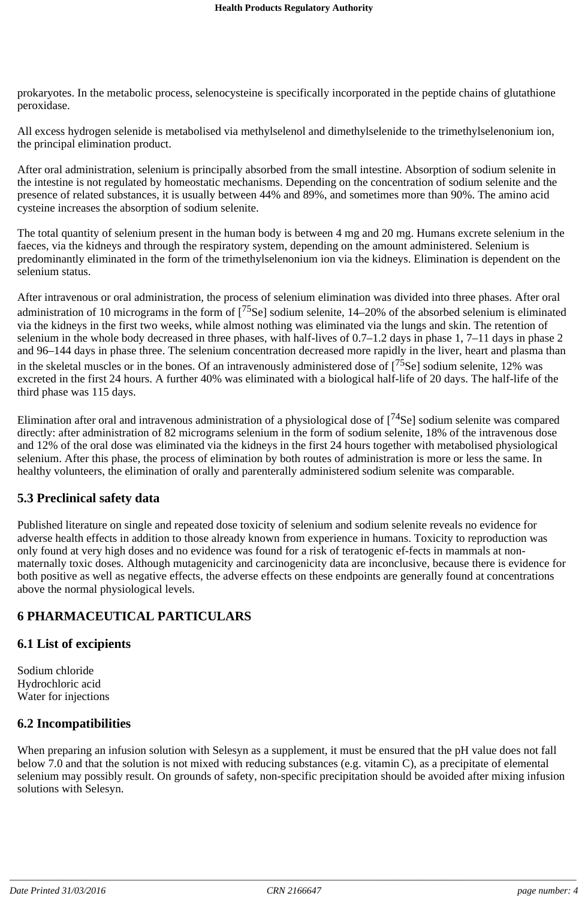prokaryotes. In the metabolic process, selenocysteine is specifically incorporated in the peptide chains of glutathione peroxidase.

All excess hydrogen selenide is metabolised via methylselenol and dimethylselenide to the trimethylselenonium ion, the principal elimination product.

After oral administration, selenium is principally absorbed from the small intestine. Absorption of sodium selenite in the intestine is not regulated by homeostatic mechanisms. Depending on the concentration of sodium selenite and the presence of related substances, it is usually between 44% and 89%, and sometimes more than 90%. The amino acid cysteine increases the absorption of sodium selenite.

The total quantity of selenium present in the human body is between 4 mg and 20 mg. Humans excrete selenium in the faeces, via the kidneys and through the respiratory system, depending on the amount administered. Selenium is predominantly eliminated in the form of the trimethylselenonium ion via the kidneys. Elimination is dependent on the selenium status.

After intravenous or oral administration, the process of selenium elimination was divided into three phases. After oral administration of 10 micrograms in the form of [$^{75}$Se] sodium selenite, 14–20% of the absorbed selenium is eliminated via the kidneys in the first two weeks, while almost nothing was eliminated via the lungs and skin. The retention of selenium in the whole body decreased in three phases, with half-lives of 0.7–1.2 days in phase 1, 7–11 days in phase 2 and 96–144 days in phase three. The selenium concentration decreased more rapidly in the liver, heart and plasma than in the skeletal muscles or in the bones. Of an intravenously administered dose of [$^{75}$Se] sodium selenite, 12% was excreted in the first 24 hours. A further 40% was eliminated with a biological half-life of 20 days. The half-life of the third phase was 115 days.

Elimination after oral and intravenous administration of a physiological dose of [$^{74}$Se] sodium selenite was compared directly: after administration of 82 micrograms selenium in the form of sodium selenite, 18% of the intravenous dose and 12% of the oral dose was eliminated via the kidneys in the first 24 hours together with metabolised physiological selenium. After this phase, the process of elimination by both routes of administration is more or less the same. In healthy volunteers, the elimination of orally and parenterally administered sodium selenite was comparable.

## 5.3 Preclinical safety data

Published literature on single and repeated dose toxicity of selenium and sodium selenite reveals no evidence for adverse health effects in addition to those already known from experience in humans. Toxicity to reproduction was only found at very high doses and no evidence was found for a risk of teratogenic ef-fects in mammals at non-maternally toxic doses. Although mutagenicity and carcinogenicity data are inconclusive, because there is evidence for both positive as well as negative effects, the adverse effects on these endpoints are generally found at concentrations above the normal physiological levels.

# 6 PHARMACEUTICAL PARTICULARS

## 6.1 List of excipients

Sodium chloride
Hydrochloric acid
Water for injections

## 6.2 Incompatibilities

When preparing an infusion solution with Selesyn as a supplement, it must be ensured that the pH value does not fall below 7.0 and that the solution is not mixed with reducing substances (e.g. vitamin C), as a precipitate of elemental selenium may possibly result. On grounds of safety, non-specific precipitation should be avoided after mixing infusion solutions with Selesyn.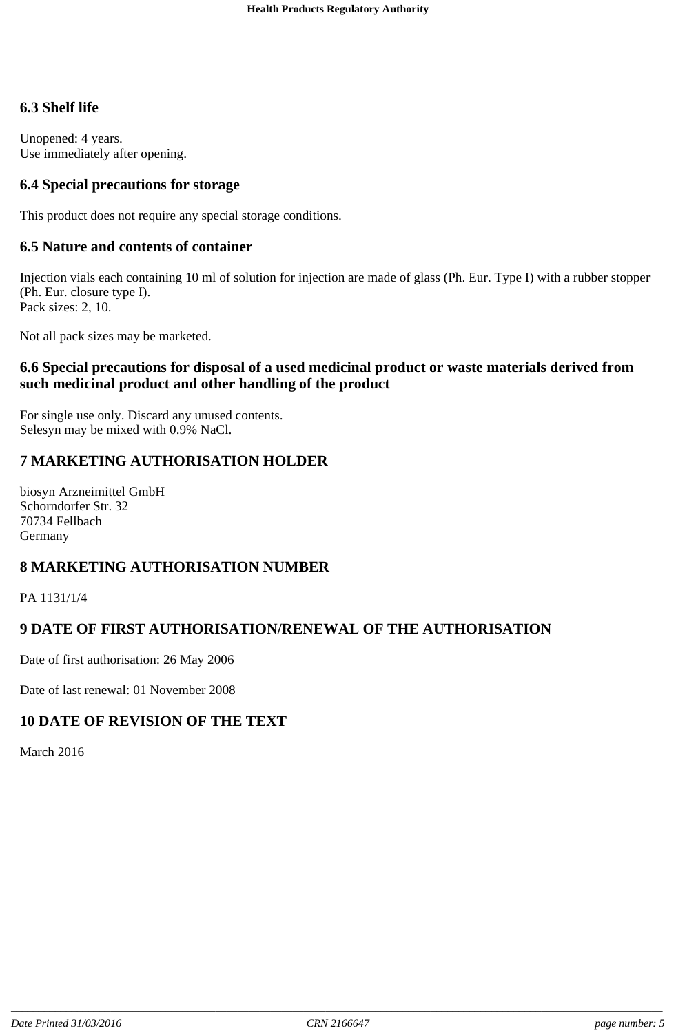### 6.3 Shelf life

Unopened: 4 years.
Use immediately after opening.

### 6.4 Special precautions for storage

This product does not require any special storage conditions.

### 6.5 Nature and contents of container

Injection vials each containing 10 ml of solution for injection are made of glass (Ph. Eur. Type I) with a rubber stopper (Ph. Eur. closure type I).
Pack sizes: 2, 10.

Not all pack sizes may be marketed.

### 6.6 Special precautions for disposal of a used medicinal product or waste materials derived from such medicinal product and other handling of the product

For single use only. Discard any unused contents.
Selesyn may be mixed with 0.9% NaCl.

## 7 MARKETING AUTHORISATION HOLDER

biosyn Arzneimittel GmbH
Schorndorfer Str. 32
70734 Fellbach
Germany

## 8 MARKETING AUTHORISATION NUMBER

PA 1131/1/4

## 9 DATE OF FIRST AUTHORISATION/RENEWAL OF THE AUTHORISATION

Date of first authorisation: 26 May 2006

Date of last renewal: 01 November 2008

## 10 DATE OF REVISION OF THE TEXT

March 2016